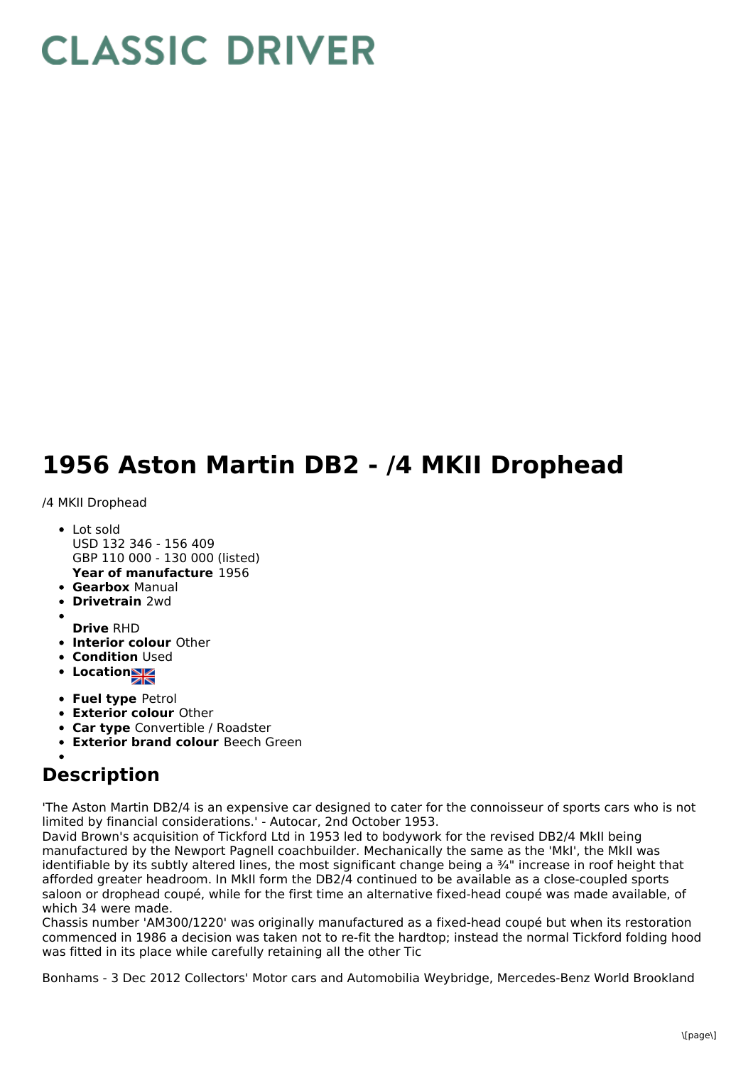# CLASSIC DRIVER

# 1956 Aston Martin DB2 - /4 MKII Drophead

/4 MKII Drophead

- Lot sold
  USD 132 346 - 156 409
  GBP 110 000 - 130 000 (listed)
  **Year of manufacture** 1956
- **Gearbox** Manual
- **Drivetrain** 2wd
- **Drive** RHD
- **Interior colour** Other
- **Condition** Used
- **Location**
- **Fuel type** Petrol
- **Exterior colour** Other
- **Car type** Convertible / Roadster
- **Exterior brand colour** Beech Green

## Description

'The Aston Martin DB2/4 is an expensive car designed to cater for the connoisseur of sports cars who is not limited by financial considerations.' - Autocar, 2nd October 1953.
David Brown's acquisition of Tickford Ltd in 1953 led to bodywork for the revised DB2/4 MkII being manufactured by the Newport Pagnell coachbuilder. Mechanically the same as the 'MkI', the MkII was identifiable by its subtly altered lines, the most significant change being a ¾" increase in roof height that afforded greater headroom. In MkII form the DB2/4 continued to be available as a close-coupled sports saloon or drophead coupé, while for the first time an alternative fixed-head coupé was made available, of which 34 were made.
Chassis number 'AM300/1220' was originally manufactured as a fixed-head coupé but when its restoration commenced in 1986 a decision was taken not to re-fit the hardtop; instead the normal Tickford folding hood was fitted in its place while carefully retaining all the other Tic

Bonhams - 3 Dec 2012 Collectors' Motor cars and Automobilia Weybridge, Mercedes-Benz World Brookland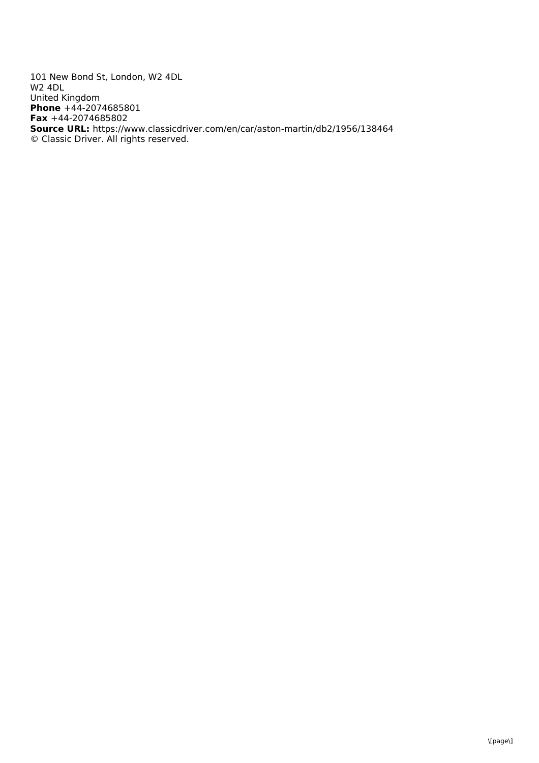101 New Bond St, London, W2 4DL
W2 4DL
United Kingdom
**Phone** +44-2074685801
**Fax** +44-2074685802
**Source URL:** https://www.classicdriver.com/en/car/aston-martin/db2/1956/138464
© Classic Driver. All rights reserved.